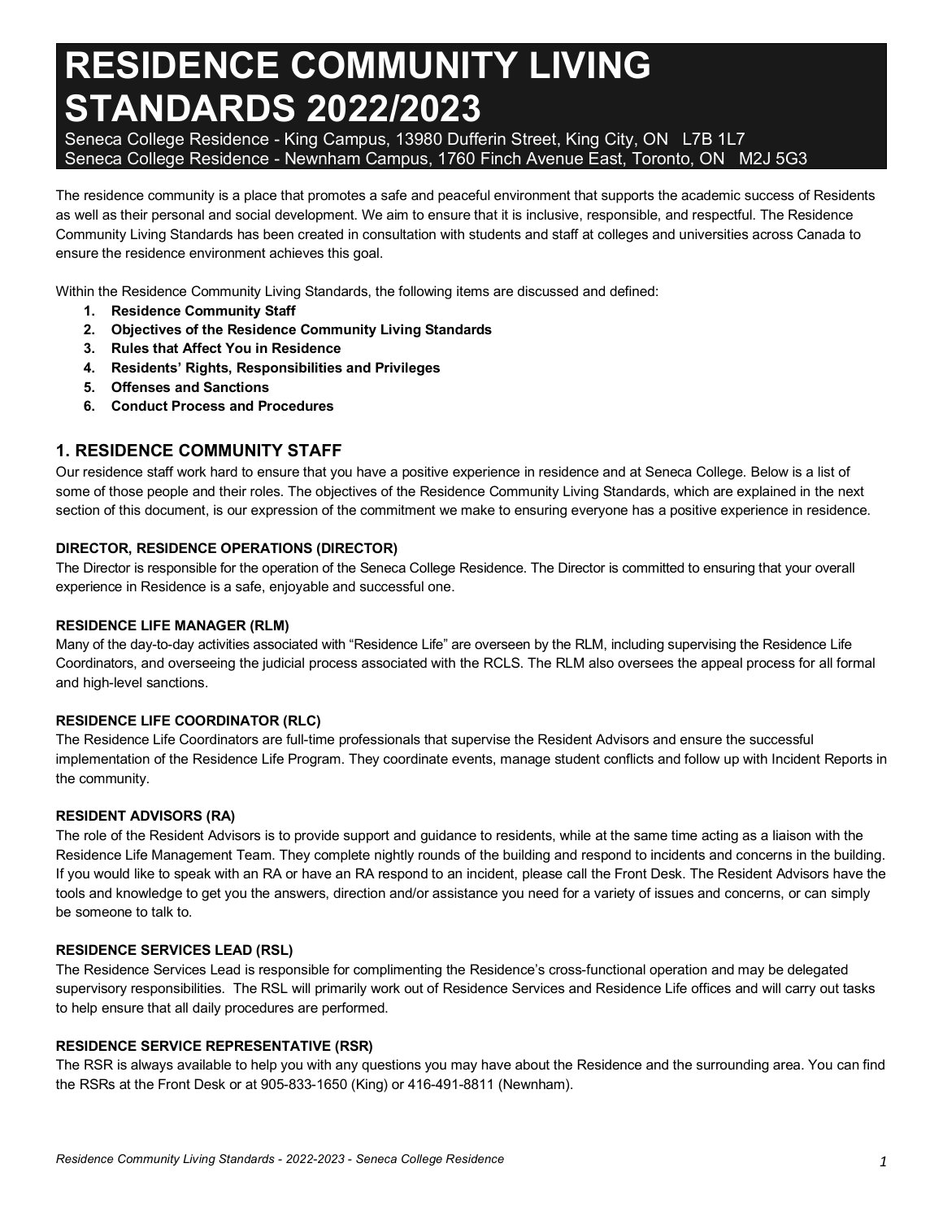# RESIDENCE COMMUNITY LIVING STANDARDS 2022/2023

Seneca College Residence - King Campus, 13980 Dufferin Street, King City, ON L7B 1L7
Seneca College Residence - Newnham Campus, 1760 Finch Avenue East, Toronto, ON M2J 5G3

The residence community is a place that promotes a safe and peaceful environment that supports the academic success of Residents as well as their personal and social development. We aim to ensure that it is inclusive, responsible, and respectful. The Residence Community Living Standards has been created in consultation with students and staff at colleges and universities across Canada to ensure the residence environment achieves this goal.

Within the Residence Community Living Standards, the following items are discussed and defined:

1. **Residence Community Staff**
2. **Objectives of the Residence Community Living Standards**
3. **Rules that Affect You in Residence**
4. **Residents' Rights, Responsibilities and Privileges**
5. **Offenses and Sanctions**
6. **Conduct Process and Procedures**

## 1. RESIDENCE COMMUNITY STAFF

Our residence staff work hard to ensure that you have a positive experience in residence and at Seneca College. Below is a list of some of those people and their roles. The objectives of the Residence Community Living Standards, which are explained in the next section of this document, is our expression of the commitment we make to ensuring everyone has a positive experience in residence.

#### DIRECTOR, RESIDENCE OPERATIONS (DIRECTOR)

The Director is responsible for the operation of the Seneca College Residence. The Director is committed to ensuring that your overall experience in Residence is a safe, enjoyable and successful one.

#### RESIDENCE LIFE MANAGER (RLM)

Many of the day-to-day activities associated with "Residence Life" are overseen by the RLM, including supervising the Residence Life Coordinators, and overseeing the judicial process associated with the RCLS. The RLM also oversees the appeal process for all formal and high-level sanctions.

#### RESIDENCE LIFE COORDINATOR (RLC)

The Residence Life Coordinators are full-time professionals that supervise the Resident Advisors and ensure the successful implementation of the Residence Life Program. They coordinate events, manage student conflicts and follow up with Incident Reports in the community.

#### RESIDENT ADVISORS (RA)

The role of the Resident Advisors is to provide support and guidance to residents, while at the same time acting as a liaison with the Residence Life Management Team. They complete nightly rounds of the building and respond to incidents and concerns in the building. If you would like to speak with an RA or have an RA respond to an incident, please call the Front Desk. The Resident Advisors have the tools and knowledge to get you the answers, direction and/or assistance you need for a variety of issues and concerns, or can simply be someone to talk to.

#### RESIDENCE SERVICES LEAD (RSL)

The Residence Services Lead is responsible for complimenting the Residence's cross-functional operation and may be delegated supervisory responsibilities. The RSL will primarily work out of Residence Services and Residence Life offices and will carry out tasks to help ensure that all daily procedures are performed.

#### RESIDENCE SERVICE REPRESENTATIVE (RSR)

The RSR is always available to help you with any questions you may have about the Residence and the surrounding area. You can find the RSRs at the Front Desk or at 905-833-1650 (King) or 416-491-8811 (Newnham).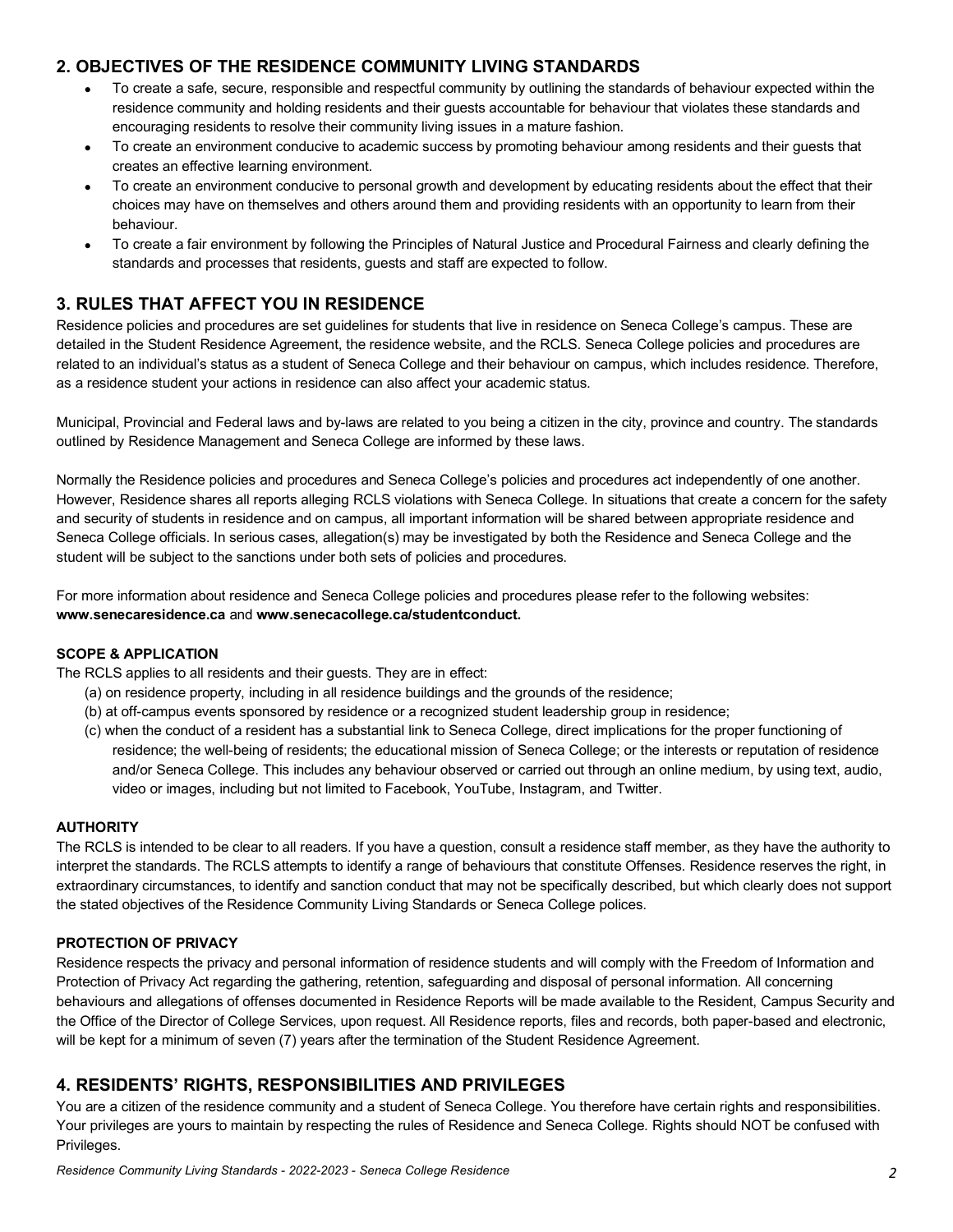## 2. OBJECTIVES OF THE RESIDENCE COMMUNITY LIVING STANDARDS

- To create a safe, secure, responsible and respectful community by outlining the standards of behaviour expected within the residence community and holding residents and their guests accountable for behaviour that violates these standards and encouraging residents to resolve their community living issues in a mature fashion.
- To create an environment conducive to academic success by promoting behaviour among residents and their guests that creates an effective learning environment.
- To create an environment conducive to personal growth and development by educating residents about the effect that their choices may have on themselves and others around them and providing residents with an opportunity to learn from their behaviour.
- To create a fair environment by following the Principles of Natural Justice and Procedural Fairness and clearly defining the standards and processes that residents, guests and staff are expected to follow.

## 3. RULES THAT AFFECT YOU IN RESIDENCE

Residence policies and procedures are set guidelines for students that live in residence on Seneca College's campus. These are detailed in the Student Residence Agreement, the residence website, and the RCLS. Seneca College policies and procedures are related to an individual's status as a student of Seneca College and their behaviour on campus, which includes residence. Therefore, as a residence student your actions in residence can also affect your academic status.

Municipal, Provincial and Federal laws and by-laws are related to you being a citizen in the city, province and country. The standards outlined by Residence Management and Seneca College are informed by these laws.

Normally the Residence policies and procedures and Seneca College's policies and procedures act independently of one another. However, Residence shares all reports alleging RCLS violations with Seneca College. In situations that create a concern for the safety and security of students in residence and on campus, all important information will be shared between appropriate residence and Seneca College officials. In serious cases, allegation(s) may be investigated by both the Residence and Seneca College and the student will be subject to the sanctions under both sets of policies and procedures.

For more information about residence and Seneca College policies and procedures please refer to the following websites: **www.senecaresidence.ca** and **www.senecacollege.ca/studentconduct.**

#### SCOPE & APPLICATION

The RCLS applies to all residents and their guests. They are in effect:

(a) on residence property, including in all residence buildings and the grounds of the residence;
(b) at off-campus events sponsored by residence or a recognized student leadership group in residence;
(c) when the conduct of a resident has a substantial link to Seneca College, direct implications for the proper functioning of residence; the well-being of residents; the educational mission of Seneca College; or the interests or reputation of residence and/or Seneca College. This includes any behaviour observed or carried out through an online medium, by using text, audio, video or images, including but not limited to Facebook, YouTube, Instagram, and Twitter.

#### AUTHORITY

The RCLS is intended to be clear to all readers. If you have a question, consult a residence staff member, as they have the authority to interpret the standards. The RCLS attempts to identify a range of behaviours that constitute Offenses. Residence reserves the right, in extraordinary circumstances, to identify and sanction conduct that may not be specifically described, but which clearly does not support the stated objectives of the Residence Community Living Standards or Seneca College polices.

#### PROTECTION OF PRIVACY

Residence respects the privacy and personal information of residence students and will comply with the Freedom of Information and Protection of Privacy Act regarding the gathering, retention, safeguarding and disposal of personal information. All concerning behaviours and allegations of offenses documented in Residence Reports will be made available to the Resident, Campus Security and the Office of the Director of College Services, upon request. All Residence reports, files and records, both paper-based and electronic, will be kept for a minimum of seven (7) years after the termination of the Student Residence Agreement.

## 4. RESIDENTS' RIGHTS, RESPONSIBILITIES AND PRIVILEGES

You are a citizen of the residence community and a student of Seneca College. You therefore have certain rights and responsibilities. Your privileges are yours to maintain by respecting the rules of Residence and Seneca College. Rights should NOT be confused with Privileges.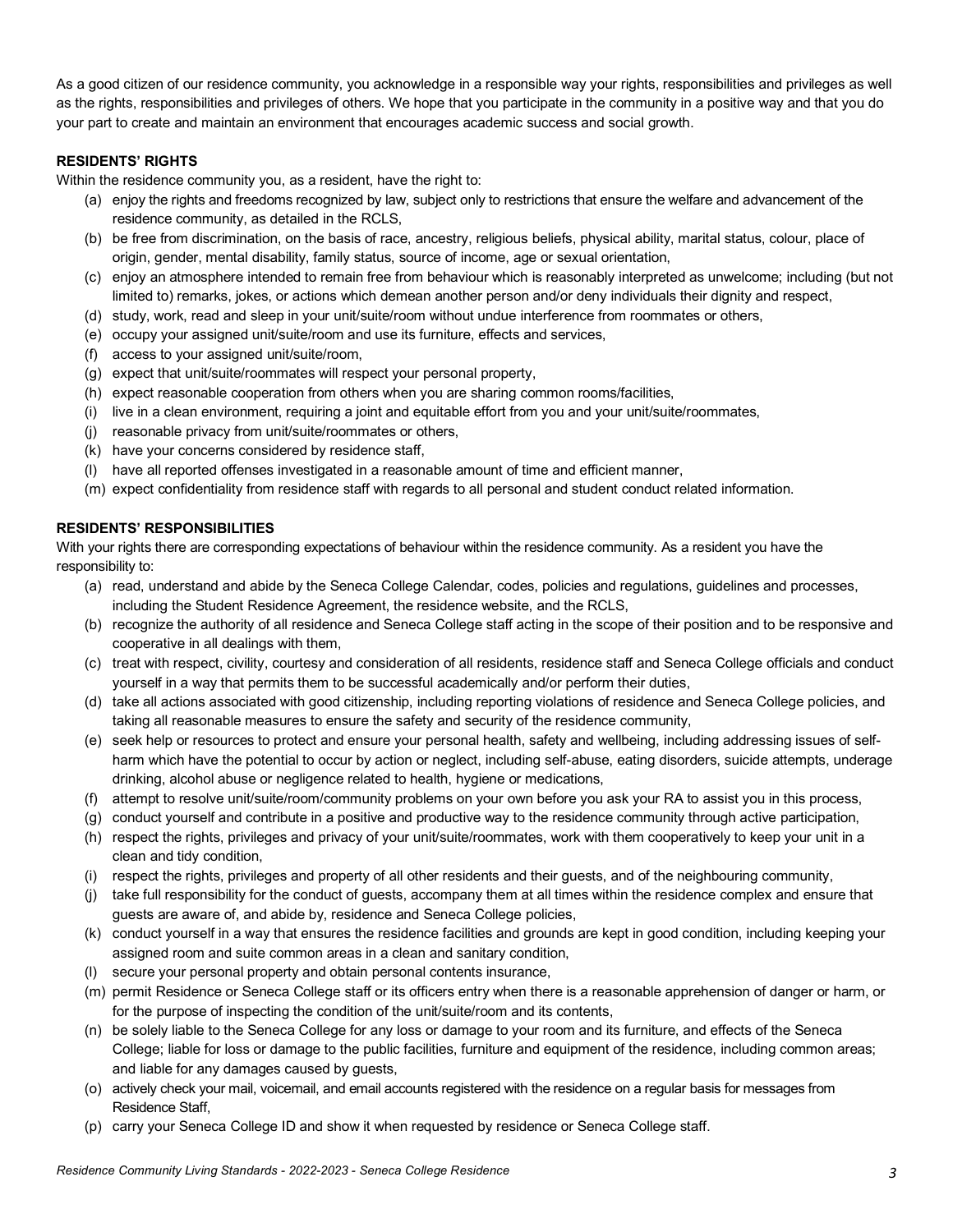As a good citizen of our residence community, you acknowledge in a responsible way your rights, responsibilities and privileges as well as the rights, responsibilities and privileges of others. We hope that you participate in the community in a positive way and that you do your part to create and maintain an environment that encourages academic success and social growth.

**RESIDENTS' RIGHTS**

Within the residence community you, as a resident, have the right to:

(a) enjoy the rights and freedoms recognized by law, subject only to restrictions that ensure the welfare and advancement of the residence community, as detailed in the RCLS,
(b) be free from discrimination, on the basis of race, ancestry, religious beliefs, physical ability, marital status, colour, place of origin, gender, mental disability, family status, source of income, age or sexual orientation,
(c) enjoy an atmosphere intended to remain free from behaviour which is reasonably interpreted as unwelcome; including (but not limited to) remarks, jokes, or actions which demean another person and/or deny individuals their dignity and respect,
(d) study, work, read and sleep in your unit/suite/room without undue interference from roommates or others,
(e) occupy your assigned unit/suite/room and use its furniture, effects and services,
(f) access to your assigned unit/suite/room,
(g) expect that unit/suite/roommates will respect your personal property,
(h) expect reasonable cooperation from others when you are sharing common rooms/facilities,
(i) live in a clean environment, requiring a joint and equitable effort from you and your unit/suite/roommates,
(j) reasonable privacy from unit/suite/roommates or others,
(k) have your concerns considered by residence staff,
(l) have all reported offenses investigated in a reasonable amount of time and efficient manner,
(m) expect confidentiality from residence staff with regards to all personal and student conduct related information.

**RESIDENTS' RESPONSIBILITIES**

With your rights there are corresponding expectations of behaviour within the residence community. As a resident you have the responsibility to:

(a) read, understand and abide by the Seneca College Calendar, codes, policies and regulations, guidelines and processes, including the Student Residence Agreement, the residence website, and the RCLS,
(b) recognize the authority of all residence and Seneca College staff acting in the scope of their position and to be responsive and cooperative in all dealings with them,
(c) treat with respect, civility, courtesy and consideration of all residents, residence staff and Seneca College officials and conduct yourself in a way that permits them to be successful academically and/or perform their duties,
(d) take all actions associated with good citizenship, including reporting violations of residence and Seneca College policies, and taking all reasonable measures to ensure the safety and security of the residence community,
(e) seek help or resources to protect and ensure your personal health, safety and wellbeing, including addressing issues of self-harm which have the potential to occur by action or neglect, including self-abuse, eating disorders, suicide attempts, underage drinking, alcohol abuse or negligence related to health, hygiene or medications,
(f) attempt to resolve unit/suite/room/community problems on your own before you ask your RA to assist you in this process,
(g) conduct yourself and contribute in a positive and productive way to the residence community through active participation,
(h) respect the rights, privileges and privacy of your unit/suite/roommates, work with them cooperatively to keep your unit in a clean and tidy condition,
(i) respect the rights, privileges and property of all other residents and their guests, and of the neighbouring community,
(j) take full responsibility for the conduct of guests, accompany them at all times within the residence complex and ensure that guests are aware of, and abide by, residence and Seneca College policies,
(k) conduct yourself in a way that ensures the residence facilities and grounds are kept in good condition, including keeping your assigned room and suite common areas in a clean and sanitary condition,
(l) secure your personal property and obtain personal contents insurance,
(m) permit Residence or Seneca College staff or its officers entry when there is a reasonable apprehension of danger or harm, or for the purpose of inspecting the condition of the unit/suite/room and its contents,
(n) be solely liable to the Seneca College for any loss or damage to your room and its furniture, and effects of the Seneca College; liable for loss or damage to the public facilities, furniture and equipment of the residence, including common areas; and liable for any damages caused by guests,
(o) actively check your mail, voicemail, and email accounts registered with the residence on a regular basis for messages from Residence Staff,
(p) carry your Seneca College ID and show it when requested by residence or Seneca College staff.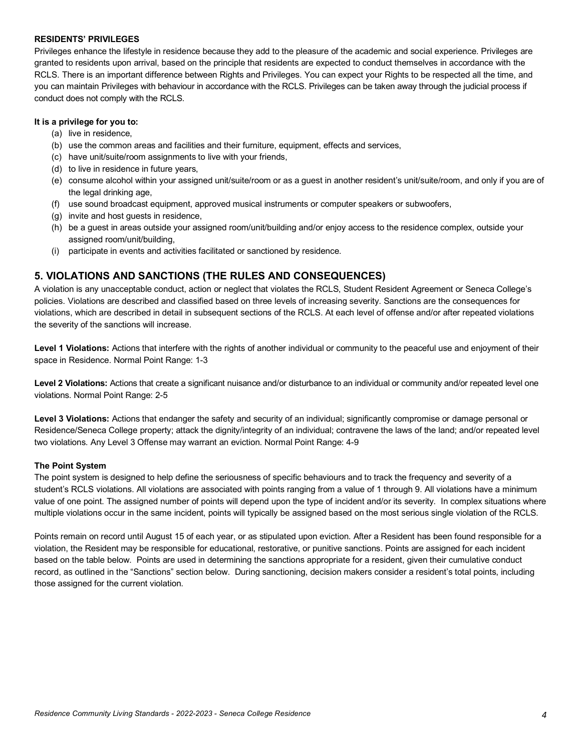**RESIDENTS' PRIVILEGES**

Privileges enhance the lifestyle in residence because they add to the pleasure of the academic and social experience. Privileges are granted to residents upon arrival, based on the principle that residents are expected to conduct themselves in accordance with the RCLS. There is an important difference between Rights and Privileges. You can expect your Rights to be respected all the time, and you can maintain Privileges with behaviour in accordance with the RCLS. Privileges can be taken away through the judicial process if conduct does not comply with the RCLS.

**It is a privilege for you to:**

(a) live in residence,
(b) use the common areas and facilities and their furniture, equipment, effects and services,
(c) have unit/suite/room assignments to live with your friends,
(d) to live in residence in future years,
(e) consume alcohol within your assigned unit/suite/room or as a guest in another resident's unit/suite/room, and only if you are of the legal drinking age,
(f) use sound broadcast equipment, approved musical instruments or computer speakers or subwoofers,
(g) invite and host guests in residence,
(h) be a guest in areas outside your assigned room/unit/building and/or enjoy access to the residence complex, outside your assigned room/unit/building,
(i) participate in events and activities facilitated or sanctioned by residence.

## 5. VIOLATIONS AND SANCTIONS (THE RULES AND CONSEQUENCES)

A violation is any unacceptable conduct, action or neglect that violates the RCLS, Student Resident Agreement or Seneca College's policies. Violations are described and classified based on three levels of increasing severity. Sanctions are the consequences for violations, which are described in detail in subsequent sections of the RCLS. At each level of offense and/or after repeated violations the severity of the sanctions will increase.

**Level 1 Violations:** Actions that interfere with the rights of another individual or community to the peaceful use and enjoyment of their space in Residence. Normal Point Range: 1-3

**Level 2 Violations:** Actions that create a significant nuisance and/or disturbance to an individual or community and/or repeated level one violations. Normal Point Range: 2-5

**Level 3 Violations:** Actions that endanger the safety and security of an individual; significantly compromise or damage personal or Residence/Seneca College property; attack the dignity/integrity of an individual; contravene the laws of the land; and/or repeated level two violations. Any Level 3 Offense may warrant an eviction. Normal Point Range: 4-9

**The Point System**

The point system is designed to help define the seriousness of specific behaviours and to track the frequency and severity of a student's RCLS violations. All violations are associated with points ranging from a value of 1 through 9. All violations have a minimum value of one point. The assigned number of points will depend upon the type of incident and/or its severity. In complex situations where multiple violations occur in the same incident, points will typically be assigned based on the most serious single violation of the RCLS.

Points remain on record until August 15 of each year, or as stipulated upon eviction. After a Resident has been found responsible for a violation, the Resident may be responsible for educational, restorative, or punitive sanctions. Points are assigned for each incident based on the table below. Points are used in determining the sanctions appropriate for a resident, given their cumulative conduct record, as outlined in the "Sanctions" section below. During sanctioning, decision makers consider a resident's total points, including those assigned for the current violation.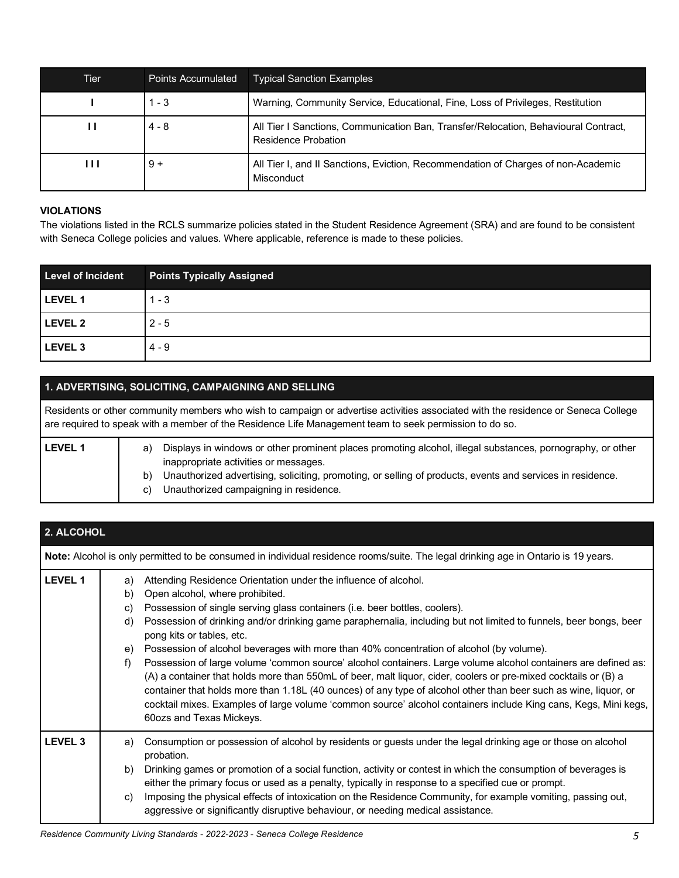| Tier | Points Accumulated | Typical Sanction Examples |
|---|---|---|
| I | 1 - 3 | Warning, Community Service, Educational, Fine, Loss of Privileges, Restitution |
| I I | 4 - 8 | All Tier I Sanctions, Communication Ban, Transfer/Relocation, Behavioural Contract, Residence Probation |
| I I I | 9 + | All Tier I, and II Sanctions, Eviction, Recommendation of Charges of non-Academic Misconduct |

**VIOLATIONS**

The violations listed in the RCLS summarize policies stated in the Student Residence Agreement (SRA) and are found to be consistent with Seneca College policies and values. Where applicable, reference is made to these policies.

| Level of Incident | Points Typically Assigned |
|---|---|
| **LEVEL 1** | 1 - 3 |
| **LEVEL 2** | 2 - 5 |
| **LEVEL 3** | 4 - 9 |

| **1. ADVERTISING, SOLICITING, CAMPAIGNING AND SELLING** | |
|---|---|
| Residents or other community members who wish to campaign or advertise activities associated with the residence or Seneca College are required to speak with a member of the Residence Life Management team to seek permission to do so. | |
| **LEVEL 1** | a) Displays in windows or other prominent places promoting alcohol, illegal substances, pornography, or other inappropriate activities or messages.<br>b) Unauthorized advertising, soliciting, promoting, or selling of products, events and services in residence.<br>c) Unauthorized campaigning in residence. |

| **2. ALCOHOL** | |
|---|---|
| **Note:** Alcohol is only permitted to be consumed in individual residence rooms/suite. The legal drinking age in Ontario is 19 years. | |
| **LEVEL 1** | a) Attending Residence Orientation under the influence of alcohol.<br>b) Open alcohol, where prohibited.<br>c) Possession of single serving glass containers (i.e. beer bottles, coolers).<br>d) Possession of drinking and/or drinking game paraphernalia, including but not limited to funnels, beer bongs, beer pong kits or tables, etc.<br>e) Possession of alcohol beverages with more than 40% concentration of alcohol (by volume).<br>f) Possession of large volume 'common source' alcohol containers. Large volume alcohol containers are defined as: (A) a container that holds more than 550mL of beer, malt liquor, cider, coolers or pre-mixed cocktails or (B) a container that holds more than 1.18L (40 ounces) of any type of alcohol other than beer such as wine, liquor, or cocktail mixes. Examples of large volume 'common source' alcohol containers include King cans, Kegs, Mini kegs, 60ozs and Texas Mickeys. |
| **LEVEL 3** | a) Consumption or possession of alcohol by residents or guests under the legal drinking age or those on alcohol probation.<br>b) Drinking games or promotion of a social function, activity or contest in which the consumption of beverages is either the primary focus or used as a penalty, typically in response to a specified cue or prompt.<br>c) Imposing the physical effects of intoxication on the Residence Community, for example vomiting, passing out, aggressive or significantly disruptive behaviour, or needing medical assistance. |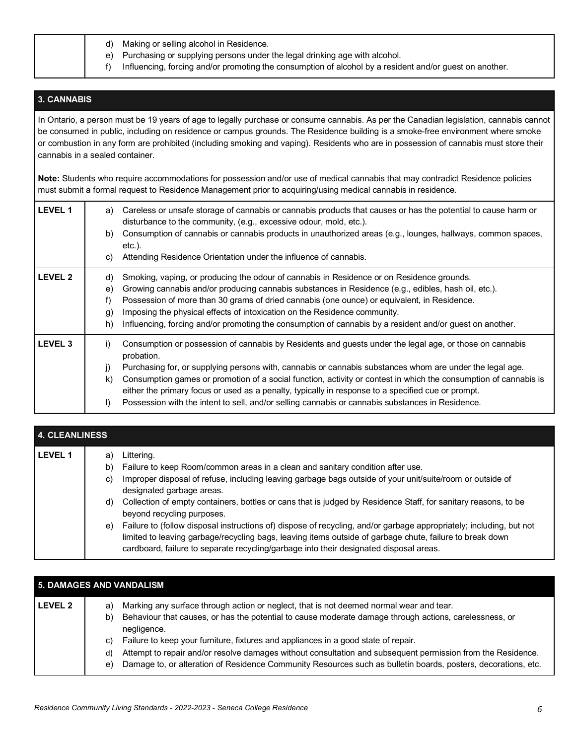| | |
|---|---|
| | d) Making or selling alcohol in Residence.<br>e) Purchasing or supplying persons under the legal drinking age with alcohol.<br>f) Influencing, forcing and/or promoting the consumption of alcohol by a resident and/or guest on another. |

| 3. CANNABIS | |
|---|---|
| In Ontario, a person must be 19 years of age to legally purchase or consume cannabis. As per the Canadian legislation, cannabis cannot be consumed in public, including on residence or campus grounds. The Residence building is a smoke-free environment where smoke or combustion in any form are prohibited (including smoking and vaping). Residents who are in possession of cannabis must store their cannabis in a sealed container.<br><br>**Note:** Students who require accommodations for possession and/or use of medical cannabis that may contradict Residence policies must submit a formal request to Residence Management prior to acquiring/using medical cannabis in residence. | |
| **LEVEL 1** | a) Careless or unsafe storage of cannabis or cannabis products that causes or has the potential to cause harm or disturbance to the community, (e.g., excessive odour, mold, etc.).<br>b) Consumption of cannabis or cannabis products in unauthorized areas (e.g., lounges, hallways, common spaces, etc.).<br>c) Attending Residence Orientation under the influence of cannabis. |
| **LEVEL 2** | d) Smoking, vaping, or producing the odour of cannabis in Residence or on Residence grounds.<br>e) Growing cannabis and/or producing cannabis substances in Residence (e.g., edibles, hash oil, etc.).<br>f) Possession of more than 30 grams of dried cannabis (one ounce) or equivalent, in Residence.<br>g) Imposing the physical effects of intoxication on the Residence community.<br>h) Influencing, forcing and/or promoting the consumption of cannabis by a resident and/or guest on another. |
| **LEVEL 3** | i) Consumption or possession of cannabis by Residents and guests under the legal age, or those on cannabis probation.<br>j) Purchasing for, or supplying persons with, cannabis or cannabis substances whom are under the legal age.<br>k) Consumption games or promotion of a social function, activity or contest in which the consumption of cannabis is either the primary focus or used as a penalty, typically in response to a specified cue or prompt.<br>l) Possession with the intent to sell, and/or selling cannabis or cannabis substances in Residence. |

| 4. CLEANLINESS | |
|---|---|
| **LEVEL 1** | a) Littering.<br>b) Failure to keep Room/common areas in a clean and sanitary condition after use.<br>c) Improper disposal of refuse, including leaving garbage bags outside of your unit/suite/room or outside of designated garbage areas.<br>d) Collection of empty containers, bottles or cans that is judged by Residence Staff, for sanitary reasons, to be beyond recycling purposes.<br>e) Failure to (follow disposal instructions of) dispose of recycling, and/or garbage appropriately; including, but not limited to leaving garbage/recycling bags, leaving items outside of garbage chute, failure to break down cardboard, failure to separate recycling/garbage into their designated disposal areas. |

| 5. DAMAGES AND VANDALISM | |
|---|---|
| **LEVEL 2** | a) Marking any surface through action or neglect, that is not deemed normal wear and tear.<br>b) Behaviour that causes, or has the potential to cause moderate damage through actions, carelessness, or negligence.<br>c) Failure to keep your furniture, fixtures and appliances in a good state of repair.<br>d) Attempt to repair and/or resolve damages without consultation and subsequent permission from the Residence.<br>e) Damage to, or alteration of Residence Community Resources such as bulletin boards, posters, decorations, etc. |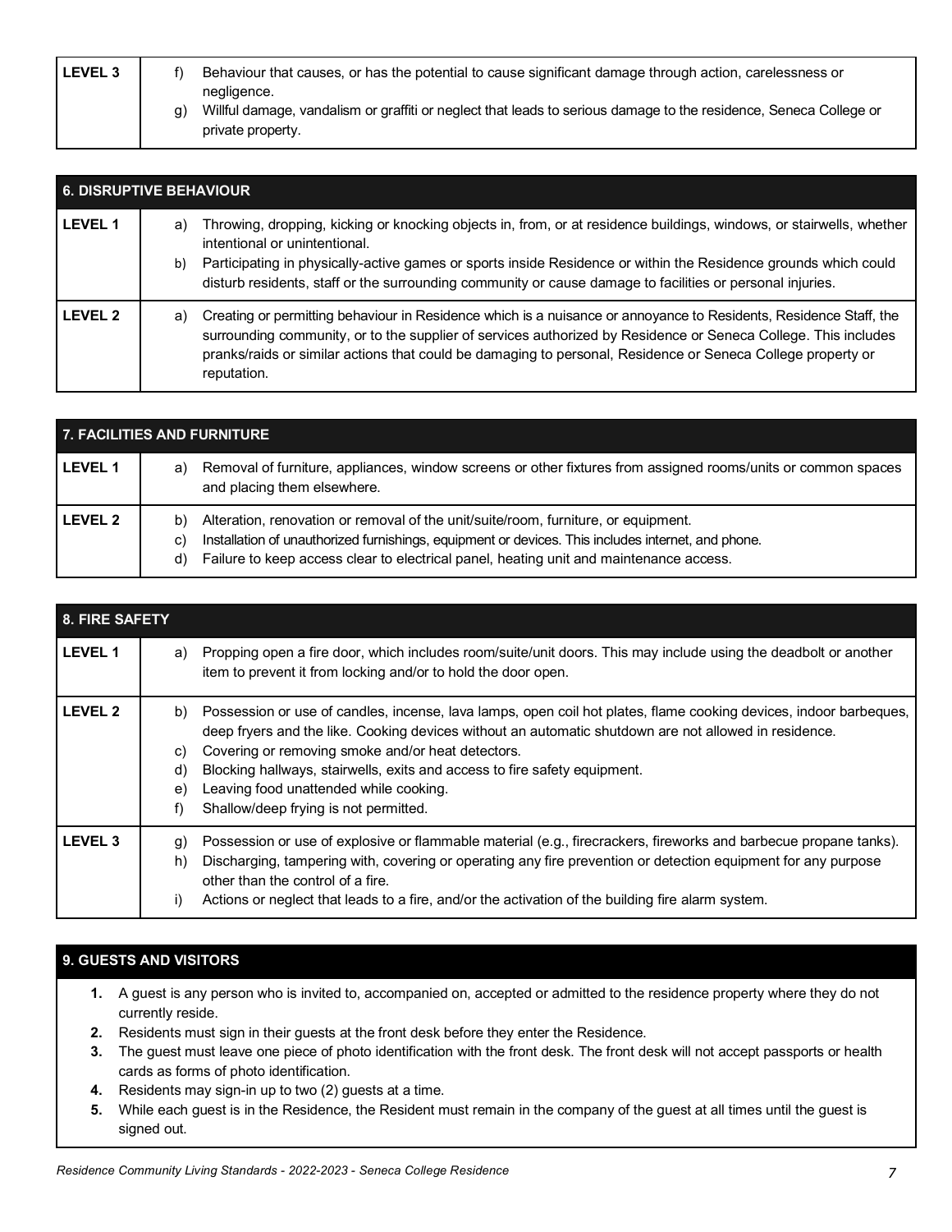| LEVEL 3 | f) Behaviour that causes, or has the potential to cause significant damage through action, carelessness or negligence.<br>g) Willful damage, vandalism or graffiti or neglect that leads to serious damage to the residence, Seneca College or private property. |
|---|---|

| 6. DISRUPTIVE BEHAVIOUR | |
|---|---|
| LEVEL 1 | a) Throwing, dropping, kicking or knocking objects in, from, or at residence buildings, windows, or stairwells, whether intentional or unintentional.<br>b) Participating in physically-active games or sports inside Residence or within the Residence grounds which could disturb residents, staff or the surrounding community or cause damage to facilities or personal injuries. |
| LEVEL 2 | a) Creating or permitting behaviour in Residence which is a nuisance or annoyance to Residents, Residence Staff, the surrounding community, or to the supplier of services authorized by Residence or Seneca College. This includes pranks/raids or similar actions that could be damaging to personal, Residence or Seneca College property or reputation. |

| 7. FACILITIES AND FURNITURE | |
|---|---|
| LEVEL 1 | a) Removal of furniture, appliances, window screens or other fixtures from assigned rooms/units or common spaces and placing them elsewhere. |
| LEVEL 2 | b) Alteration, renovation or removal of the unit/suite/room, furniture, or equipment.<br>c) Installation of unauthorized furnishings, equipment or devices. This includes internet, and phone.<br>d) Failure to keep access clear to electrical panel, heating unit and maintenance access. |

| 8. FIRE SAFETY | |
|---|---|
| LEVEL 1 | a) Propping open a fire door, which includes room/suite/unit doors. This may include using the deadbolt or another item to prevent it from locking and/or to hold the door open. |
| LEVEL 2 | b) Possession or use of candles, incense, lava lamps, open coil hot plates, flame cooking devices, indoor barbeques, deep fryers and the like. Cooking devices without an automatic shutdown are not allowed in residence.<br>c) Covering or removing smoke and/or heat detectors.<br>d) Blocking hallways, stairwells, exits and access to fire safety equipment.<br>e) Leaving food unattended while cooking.<br>f) Shallow/deep frying is not permitted. |
| LEVEL 3 | g) Possession or use of explosive or flammable material (e.g., firecrackers, fireworks and barbecue propane tanks).<br>h) Discharging, tampering with, covering or operating any fire prevention or detection equipment for any purpose other than the control of a fire.<br>i) Actions or neglect that leads to a fire, and/or the activation of the building fire alarm system. |

### 9. GUESTS AND VISITORS

1. A guest is any person who is invited to, accompanied on, accepted or admitted to the residence property where they do not currently reside.
2. Residents must sign in their guests at the front desk before they enter the Residence.
3. The guest must leave one piece of photo identification with the front desk. The front desk will not accept passports or health cards as forms of photo identification.
4. Residents may sign-in up to two (2) guests at a time.
5. While each guest is in the Residence, the Resident must remain in the company of the guest at all times until the guest is signed out.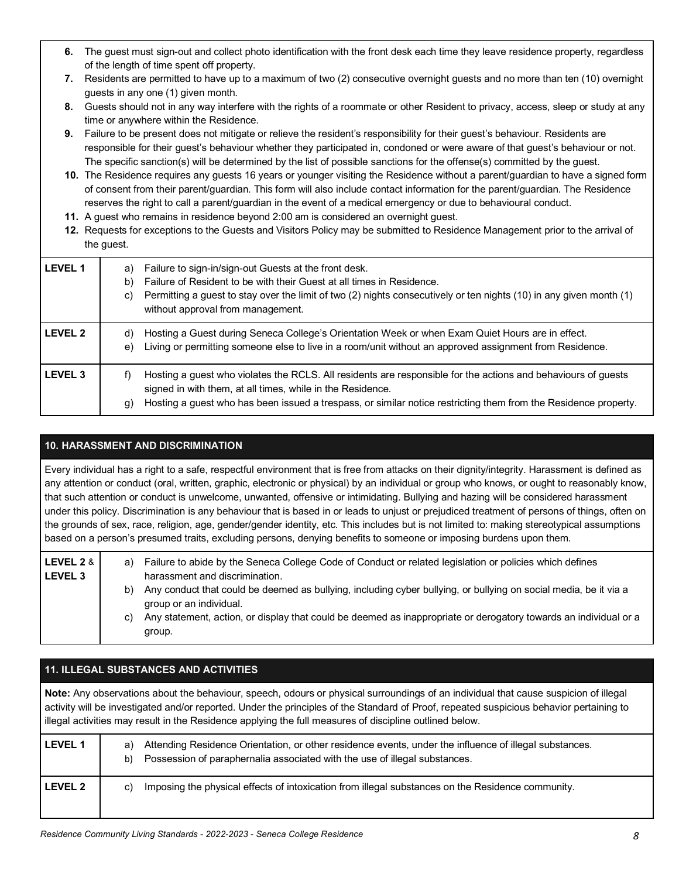6. The guest must sign-out and collect photo identification with the front desk each time they leave residence property, regardless of the length of time spent off property.
7. Residents are permitted to have up to a maximum of two (2) consecutive overnight guests and no more than ten (10) overnight guests in any one (1) given month.
8. Guests should not in any way interfere with the rights of a roommate or other Resident to privacy, access, sleep or study at any time or anywhere within the Residence.
9. Failure to be present does not mitigate or relieve the resident's responsibility for their guest's behaviour. Residents are responsible for their guest's behaviour whether they participated in, condoned or were aware of that guest's behaviour or not. The specific sanction(s) will be determined by the list of possible sanctions for the offense(s) committed by the guest.
10. The Residence requires any guests 16 years or younger visiting the Residence without a parent/guardian to have a signed form of consent from their parent/guardian. This form will also include contact information for the parent/guardian. The Residence reserves the right to call a parent/guardian in the event of a medical emergency or due to behavioural conduct.
11. A guest who remains in residence beyond 2:00 am is considered an overnight guest.
12. Requests for exceptions to the Guests and Visitors Policy may be submitted to Residence Management prior to the arrival of the guest.

| Level | Description |
|---|---|
| **LEVEL 1** | a) Failure to sign-in/sign-out Guests at the front desk.<br>b) Failure of Resident to be with their Guest at all times in Residence.<br>c) Permitting a guest to stay over the limit of two (2) nights consecutively or ten nights (10) in any given month (1) without approval from management. |
| **LEVEL 2** | d) Hosting a Guest during Seneca College's Orientation Week or when Exam Quiet Hours are in effect.<br>e) Living or permitting someone else to live in a room/unit without an approved assignment from Residence. |
| **LEVEL 3** | f) Hosting a guest who violates the RCLS. All residents are responsible for the actions and behaviours of guests signed in with them, at all times, while in the Residence.<br>g) Hosting a guest who has been issued a trespass, or similar notice restricting them from the Residence property. |

## 10. HARASSMENT AND DISCRIMINATION

Every individual has a right to a safe, respectful environment that is free from attacks on their dignity/integrity. Harassment is defined as any attention or conduct (oral, written, graphic, electronic or physical) by an individual or group who knows, or ought to reasonably know, that such attention or conduct is unwelcome, unwanted, offensive or intimidating. Bullying and hazing will be considered harassment under this policy. Discrimination is any behaviour that is based in or leads to unjust or prejudiced treatment of persons of things, often on the grounds of sex, race, religion, age, gender/gender identity, etc. This includes but is not limited to: making stereotypical assumptions based on a person's presumed traits, excluding persons, denying benefits to someone or imposing burdens upon them.

| Level | Description |
|---|---|
| **LEVEL 2** & **LEVEL 3** | a) Failure to abide by the Seneca College Code of Conduct or related legislation or policies which defines harassment and discrimination.<br>b) Any conduct that could be deemed as bullying, including cyber bullying, or bullying on social media, be it via a group or an individual.<br>c) Any statement, action, or display that could be deemed as inappropriate or derogatory towards an individual or a group. |

## 11. ILLEGAL SUBSTANCES AND ACTIVITIES

**Note:** Any observations about the behaviour, speech, odours or physical surroundings of an individual that cause suspicion of illegal activity will be investigated and/or reported. Under the principles of the Standard of Proof, repeated suspicious behavior pertaining to illegal activities may result in the Residence applying the full measures of discipline outlined below.

| Level | Description |
|---|---|
| **LEVEL 1** | a) Attending Residence Orientation, or other residence events, under the influence of illegal substances.<br>b) Possession of paraphernalia associated with the use of illegal substances. |
| **LEVEL 2** | c) Imposing the physical effects of intoxication from illegal substances on the Residence community. |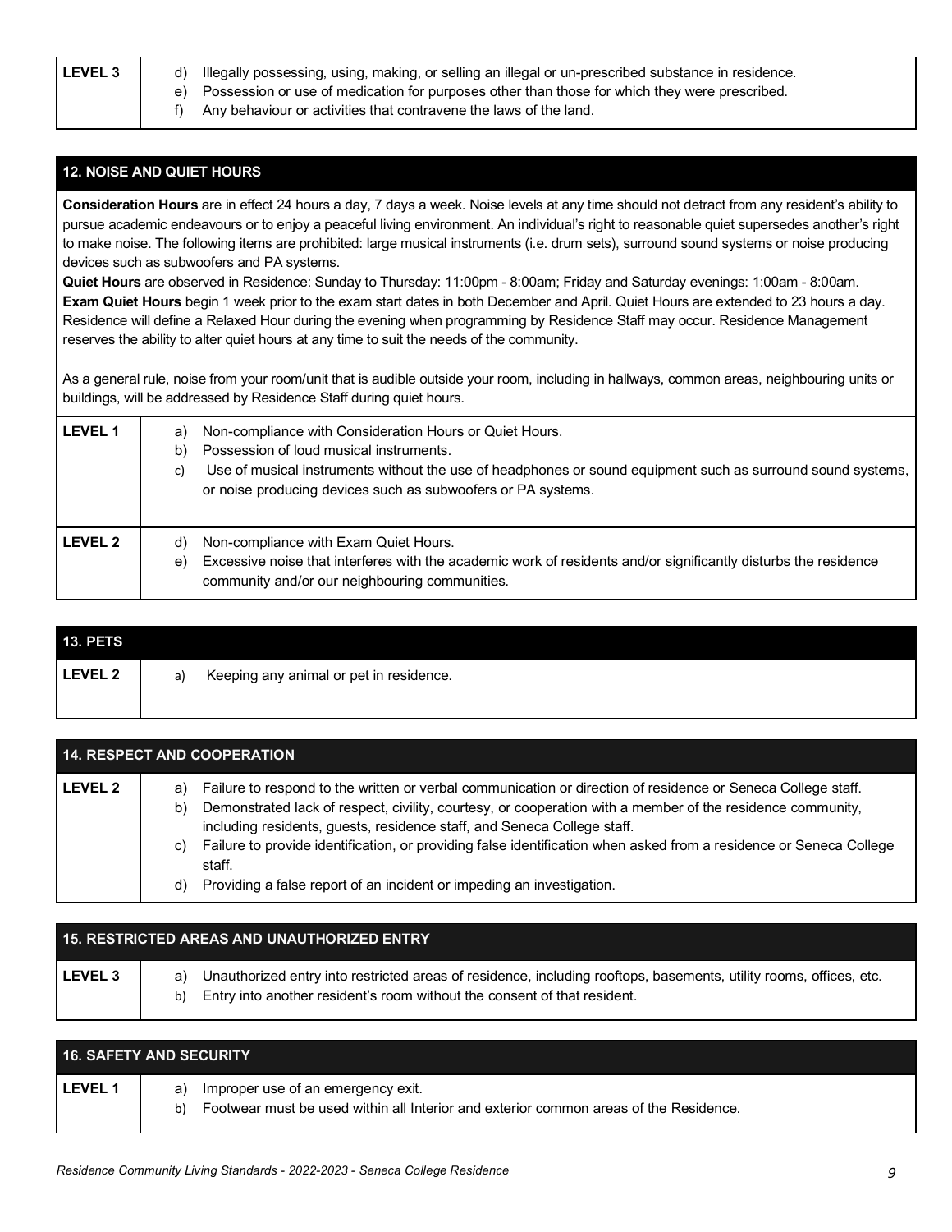| LEVEL 3 | d) Illegally possessing, using, making, or selling an illegal or un-prescribed substance in residence.<br>e) Possession or use of medication for purposes other than those for which they were prescribed.<br>f) Any behaviour or activities that contravene the laws of the land. |
|---|---|

## 12. NOISE AND QUIET HOURS

**Consideration Hours** are in effect 24 hours a day, 7 days a week. Noise levels at any time should not detract from any resident's ability to pursue academic endeavours or to enjoy a peaceful living environment. An individual's right to reasonable quiet supersedes another's right to make noise. The following items are prohibited: large musical instruments (i.e. drum sets), surround sound systems or noise producing devices such as subwoofers and PA systems.

**Quiet Hours** are observed in Residence: Sunday to Thursday: 11:00pm - 8:00am; Friday and Saturday evenings: 1:00am - 8:00am.

**Exam Quiet Hours** begin 1 week prior to the exam start dates in both December and April. Quiet Hours are extended to 23 hours a day. Residence will define a Relaxed Hour during the evening when programming by Residence Staff may occur. Residence Management reserves the ability to alter quiet hours at any time to suit the needs of the community.

As a general rule, noise from your room/unit that is audible outside your room, including in hallways, common areas, neighbouring units or buildings, will be addressed by Residence Staff during quiet hours.

| LEVEL 1 | a) Non-compliance with Consideration Hours or Quiet Hours.<br>b) Possession of loud musical instruments.<br>c) Use of musical instruments without the use of headphones or sound equipment such as surround sound systems, or noise producing devices such as subwoofers or PA systems. |
|---|---|
| LEVEL 2 | d) Non-compliance with Exam Quiet Hours.<br>e) Excessive noise that interferes with the academic work of residents and/or significantly disturbs the residence community and/or our neighbouring communities. |

## 13. PETS

| LEVEL 2 | a) Keeping any animal or pet in residence. |
|---|---|

## 14. RESPECT AND COOPERATION

| LEVEL 2 | a) Failure to respond to the written or verbal communication or direction of residence or Seneca College staff.<br>b) Demonstrated lack of respect, civility, courtesy, or cooperation with a member of the residence community, including residents, guests, residence staff, and Seneca College staff.<br>c) Failure to provide identification, or providing false identification when asked from a residence or Seneca College staff.<br>d) Providing a false report of an incident or impeding an investigation. |
|---|---|

## 15. RESTRICTED AREAS AND UNAUTHORIZED ENTRY

| LEVEL 3 | a) Unauthorized entry into restricted areas of residence, including rooftops, basements, utility rooms, offices, etc.<br>b) Entry into another resident's room without the consent of that resident. |
|---|---|

## 16. SAFETY AND SECURITY

| LEVEL 1 | a) Improper use of an emergency exit.<br>b) Footwear must be used within all Interior and exterior common areas of the Residence. |
|---|---|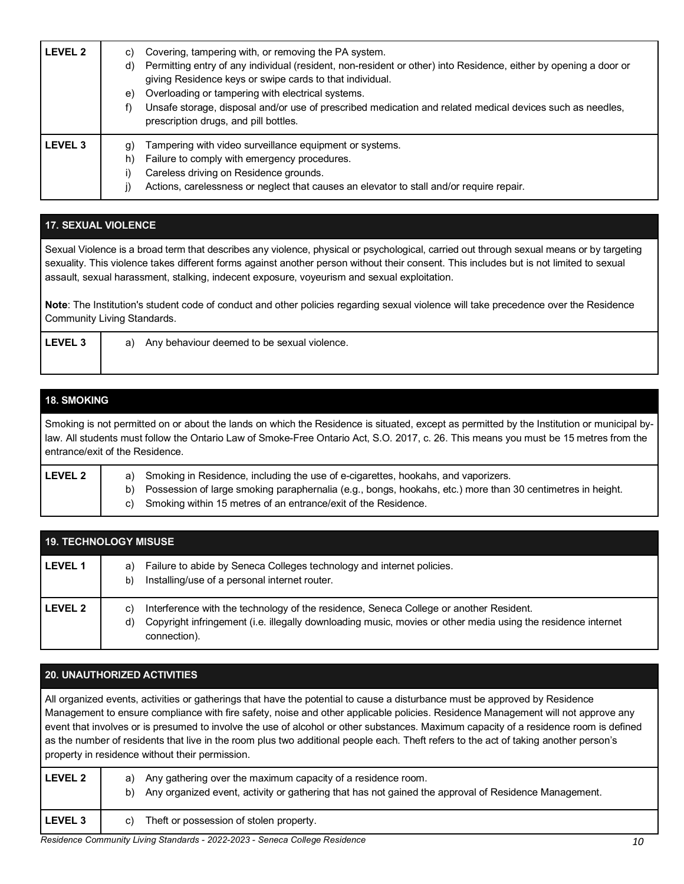| | |
|---|---|
| **LEVEL 2** | c) Covering, tampering with, or removing the PA system.<br>d) Permitting entry of any individual (resident, non-resident or other) into Residence, either by opening a door or giving Residence keys or swipe cards to that individual.<br>e) Overloading or tampering with electrical systems.<br>f) Unsafe storage, disposal and/or use of prescribed medication and related medical devices such as needles, prescription drugs, and pill bottles. |
| **LEVEL 3** | g) Tampering with video surveillance equipment or systems.<br>h) Failure to comply with emergency procedures.<br>i) Careless driving on Residence grounds.<br>j) Actions, carelessness or neglect that causes an elevator to stall and/or require repair. |

## 17. SEXUAL VIOLENCE

Sexual Violence is a broad term that describes any violence, physical or psychological, carried out through sexual means or by targeting sexuality. This violence takes different forms against another person without their consent. This includes but is not limited to sexual assault, sexual harassment, stalking, indecent exposure, voyeurism and sexual exploitation.

**Note**: The Institution's student code of conduct and other policies regarding sexual violence will take precedence over the Residence Community Living Standards.

| | |
|---|---|
| **LEVEL 3** | a) Any behaviour deemed to be sexual violence. |

## 18. SMOKING

Smoking is not permitted on or about the lands on which the Residence is situated, except as permitted by the Institution or municipal by-law. All students must follow the Ontario Law of Smoke-Free Ontario Act, S.O. 2017, c. 26. This means you must be 15 metres from the entrance/exit of the Residence.

| | |
|---|---|
| **LEVEL 2** | a) Smoking in Residence, including the use of e-cigarettes, hookahs, and vaporizers.<br>b) Possession of large smoking paraphernalia (e.g., bongs, hookahs, etc.) more than 30 centimetres in height.<br>c) Smoking within 15 metres of an entrance/exit of the Residence. |

## 19. TECHNOLOGY MISUSE

| | |
|---|---|
| **LEVEL 1** | a) Failure to abide by Seneca Colleges technology and internet policies.<br>b) Installing/use of a personal internet router. |
| **LEVEL 2** | c) Interference with the technology of the residence, Seneca College or another Resident.<br>d) Copyright infringement (i.e. illegally downloading music, movies or other media using the residence internet connection). |

## 20. UNAUTHORIZED ACTIVITIES

All organized events, activities or gatherings that have the potential to cause a disturbance must be approved by Residence Management to ensure compliance with fire safety, noise and other applicable policies. Residence Management will not approve any event that involves or is presumed to involve the use of alcohol or other substances. Maximum capacity of a residence room is defined as the number of residents that live in the room plus two additional people each. Theft refers to the act of taking another person's property in residence without their permission.

| | |
|---|---|
| **LEVEL 2** | a) Any gathering over the maximum capacity of a residence room.<br>b) Any organized event, activity or gathering that has not gained the approval of Residence Management. |
| **LEVEL 3** | c) Theft or possession of stolen property. |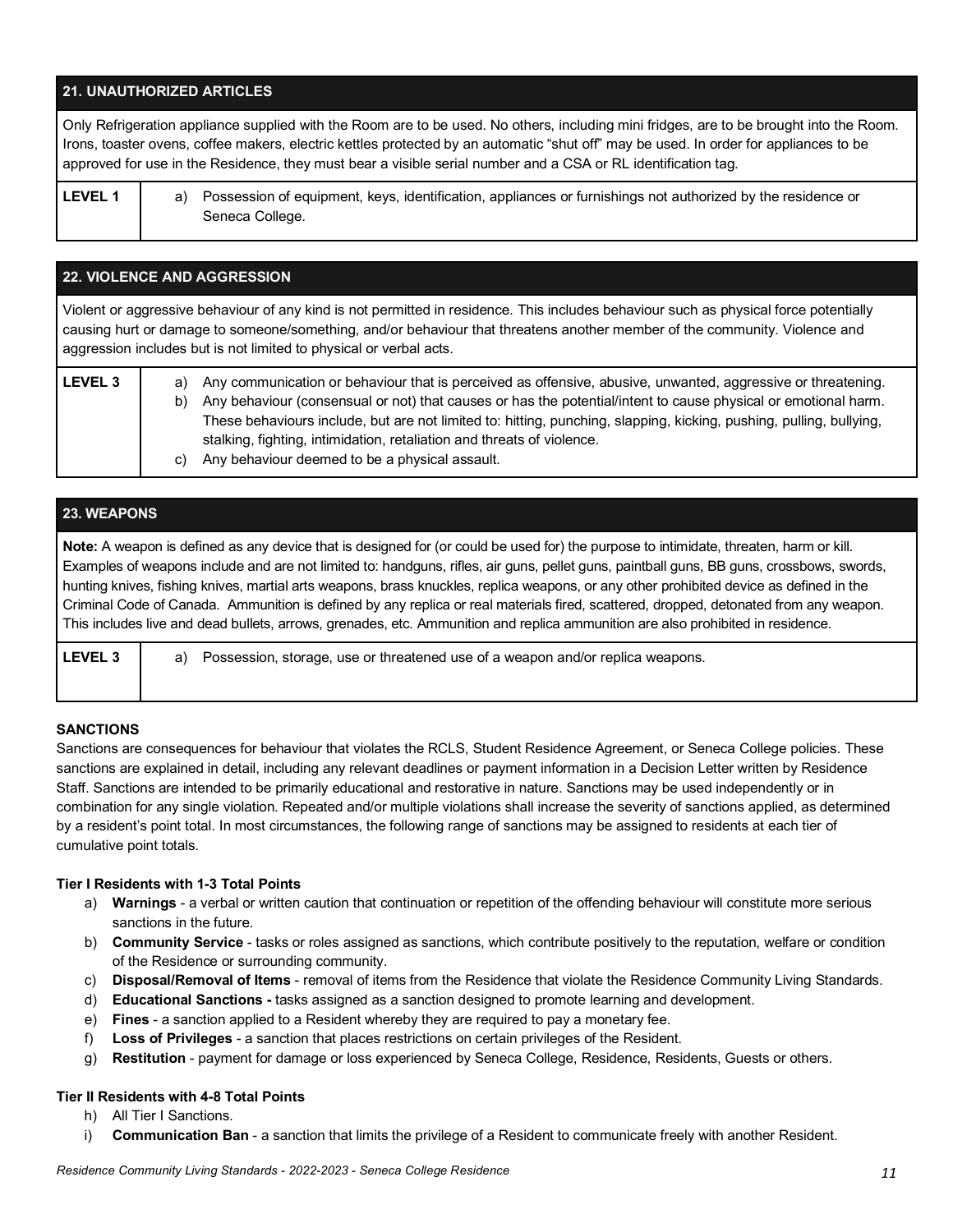| 21. UNAUTHORIZED ARTICLES | |
|---|---|
| Only Refrigeration appliance supplied with the Room are to be used. No others, including mini fridges, are to be brought into the Room. Irons, toaster ovens, coffee makers, electric kettles protected by an automatic "shut off" may be used. In order for appliances to be approved for use in the Residence, they must bear a visible serial number and a CSA or RL identification tag. | |
| **LEVEL 1** | a) Possession of equipment, keys, identification, appliances or furnishings not authorized by the residence or Seneca College. |

| 22. VIOLENCE AND AGGRESSION | |
|---|---|
| Violent or aggressive behaviour of any kind is not permitted in residence. This includes behaviour such as physical force potentially causing hurt or damage to someone/something, and/or behaviour that threatens another member of the community. Violence and aggression includes but is not limited to physical or verbal acts. | |
| **LEVEL 3** | a) Any communication or behaviour that is perceived as offensive, abusive, unwanted, aggressive or threatening.<br>b) Any behaviour (consensual or not) that causes or has the potential/intent to cause physical or emotional harm. These behaviours include, but are not limited to: hitting, punching, slapping, kicking, pushing, pulling, bullying, stalking, fighting, intimidation, retaliation and threats of violence.<br>c) Any behaviour deemed to be a physical assault. |

| 23. WEAPONS | |
|---|---|
| **Note:** A weapon is defined as any device that is designed for (or could be used for) the purpose to intimidate, threaten, harm or kill. Examples of weapons include and are not limited to: handguns, rifles, air guns, pellet guns, paintball guns, BB guns, crossbows, swords, hunting knives, fishing knives, martial arts weapons, brass knuckles, replica weapons, or any other prohibited device as defined in the Criminal Code of Canada. Ammunition is defined by any replica or real materials fired, scattered, dropped, detonated from any weapon. This includes live and dead bullets, arrows, grenades, etc. Ammunition and replica ammunition are also prohibited in residence. | |
| **LEVEL 3** | a) Possession, storage, use or threatened use of a weapon and/or replica weapons. |

### SANCTIONS

Sanctions are consequences for behaviour that violates the RCLS, Student Residence Agreement, or Seneca College policies. These sanctions are explained in detail, including any relevant deadlines or payment information in a Decision Letter written by Residence Staff. Sanctions are intended to be primarily educational and restorative in nature. Sanctions may be used independently or in combination for any single violation. Repeated and/or multiple violations shall increase the severity of sanctions applied, as determined by a resident's point total. In most circumstances, the following range of sanctions may be assigned to residents at each tier of cumulative point totals.

**Tier I Residents with 1-3 Total Points**

a) **Warnings** - a verbal or written caution that continuation or repetition of the offending behaviour will constitute more serious sanctions in the future.
b) **Community Service** - tasks or roles assigned as sanctions, which contribute positively to the reputation, welfare or condition of the Residence or surrounding community.
c) **Disposal/Removal of Items** - removal of items from the Residence that violate the Residence Community Living Standards.
d) **Educational Sanctions -** tasks assigned as a sanction designed to promote learning and development.
e) **Fines** - a sanction applied to a Resident whereby they are required to pay a monetary fee.
f) **Loss of Privileges** - a sanction that places restrictions on certain privileges of the Resident.
g) **Restitution** - payment for damage or loss experienced by Seneca College, Residence, Residents, Guests or others.

**Tier II Residents with 4-8 Total Points**

h) All Tier I Sanctions.
i) **Communication Ban** - a sanction that limits the privilege of a Resident to communicate freely with another Resident.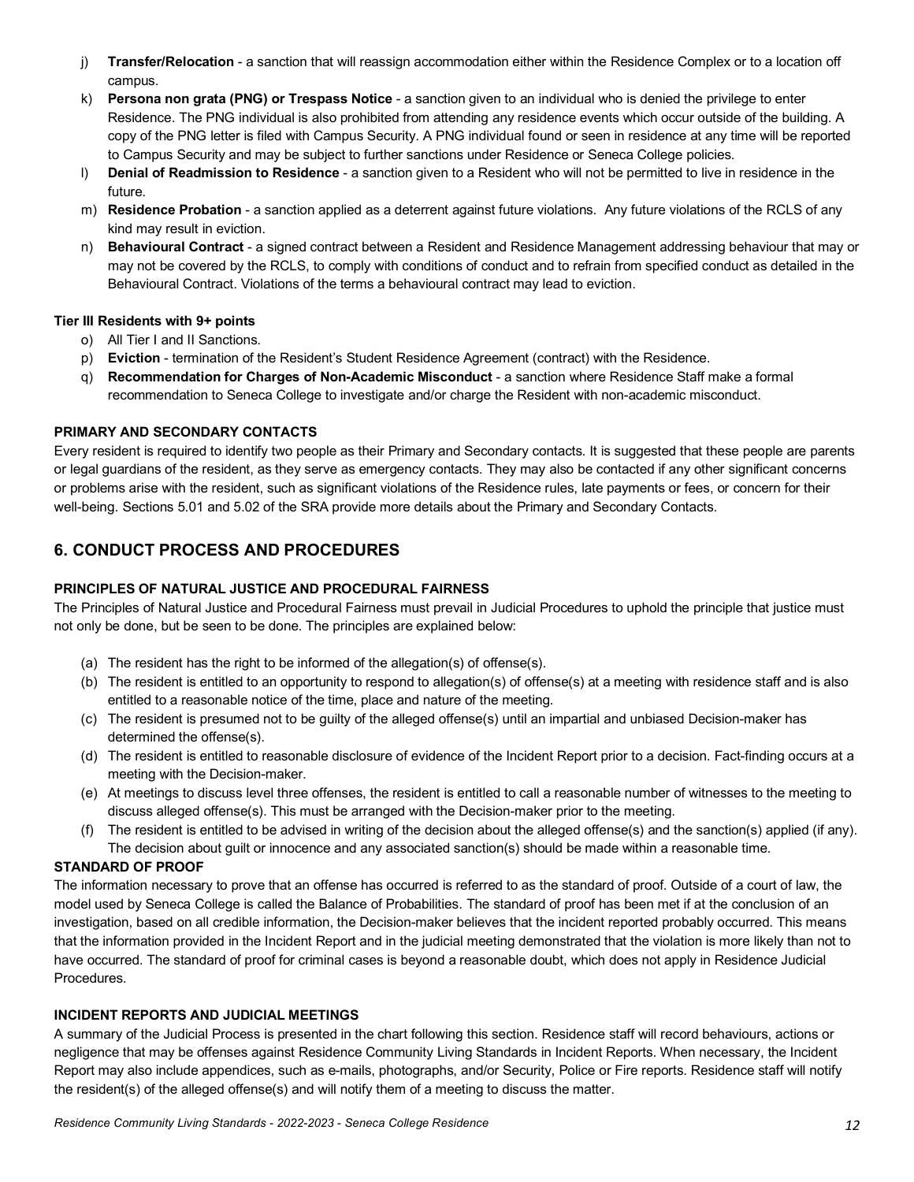j) **Transfer/Relocation** - a sanction that will reassign accommodation either within the Residence Complex or to a location off campus.

k) **Persona non grata (PNG) or Trespass Notice** - a sanction given to an individual who is denied the privilege to enter Residence. The PNG individual is also prohibited from attending any residence events which occur outside of the building. A copy of the PNG letter is filed with Campus Security. A PNG individual found or seen in residence at any time will be reported to Campus Security and may be subject to further sanctions under Residence or Seneca College policies.

l) **Denial of Readmission to Residence** - a sanction given to a Resident who will not be permitted to live in residence in the future.

m) **Residence Probation** - a sanction applied as a deterrent against future violations. Any future violations of the RCLS of any kind may result in eviction.

n) **Behavioural Contract** - a signed contract between a Resident and Residence Management addressing behaviour that may or may not be covered by the RCLS, to comply with conditions of conduct and to refrain from specified conduct as detailed in the Behavioural Contract. Violations of the terms a behavioural contract may lead to eviction.

**Tier III Residents with 9+ points**

o) All Tier I and II Sanctions.

p) **Eviction** - termination of the Resident's Student Residence Agreement (contract) with the Residence.

q) **Recommendation for Charges of Non-Academic Misconduct** - a sanction where Residence Staff make a formal recommendation to Seneca College to investigate and/or charge the Resident with non-academic misconduct.

**PRIMARY AND SECONDARY CONTACTS**

Every resident is required to identify two people as their Primary and Secondary contacts. It is suggested that these people are parents or legal guardians of the resident, as they serve as emergency contacts. They may also be contacted if any other significant concerns or problems arise with the resident, such as significant violations of the Residence rules, late payments or fees, or concern for their well-being. Sections 5.01 and 5.02 of the SRA provide more details about the Primary and Secondary Contacts.

## 6. CONDUCT PROCESS AND PROCEDURES

**PRINCIPLES OF NATURAL JUSTICE AND PROCEDURAL FAIRNESS**

The Principles of Natural Justice and Procedural Fairness must prevail in Judicial Procedures to uphold the principle that justice must not only be done, but be seen to be done. The principles are explained below:

(a) The resident has the right to be informed of the allegation(s) of offense(s).

(b) The resident is entitled to an opportunity to respond to allegation(s) of offense(s) at a meeting with residence staff and is also entitled to a reasonable notice of the time, place and nature of the meeting.

(c) The resident is presumed not to be guilty of the alleged offense(s) until an impartial and unbiased Decision-maker has determined the offense(s).

(d) The resident is entitled to reasonable disclosure of evidence of the Incident Report prior to a decision. Fact-finding occurs at a meeting with the Decision-maker.

(e) At meetings to discuss level three offenses, the resident is entitled to call a reasonable number of witnesses to the meeting to discuss alleged offense(s). This must be arranged with the Decision-maker prior to the meeting.

(f) The resident is entitled to be advised in writing of the decision about the alleged offense(s) and the sanction(s) applied (if any). The decision about guilt or innocence and any associated sanction(s) should be made within a reasonable time.

**STANDARD OF PROOF**

The information necessary to prove that an offense has occurred is referred to as the standard of proof. Outside of a court of law, the model used by Seneca College is called the Balance of Probabilities. The standard of proof has been met if at the conclusion of an investigation, based on all credible information, the Decision-maker believes that the incident reported probably occurred. This means that the information provided in the Incident Report and in the judicial meeting demonstrated that the violation is more likely than not to have occurred. The standard of proof for criminal cases is beyond a reasonable doubt, which does not apply in Residence Judicial Procedures.

**INCIDENT REPORTS AND JUDICIAL MEETINGS**

A summary of the Judicial Process is presented in the chart following this section. Residence staff will record behaviours, actions or negligence that may be offenses against Residence Community Living Standards in Incident Reports. When necessary, the Incident Report may also include appendices, such as e-mails, photographs, and/or Security, Police or Fire reports. Residence staff will notify the resident(s) of the alleged offense(s) and will notify them of a meeting to discuss the matter.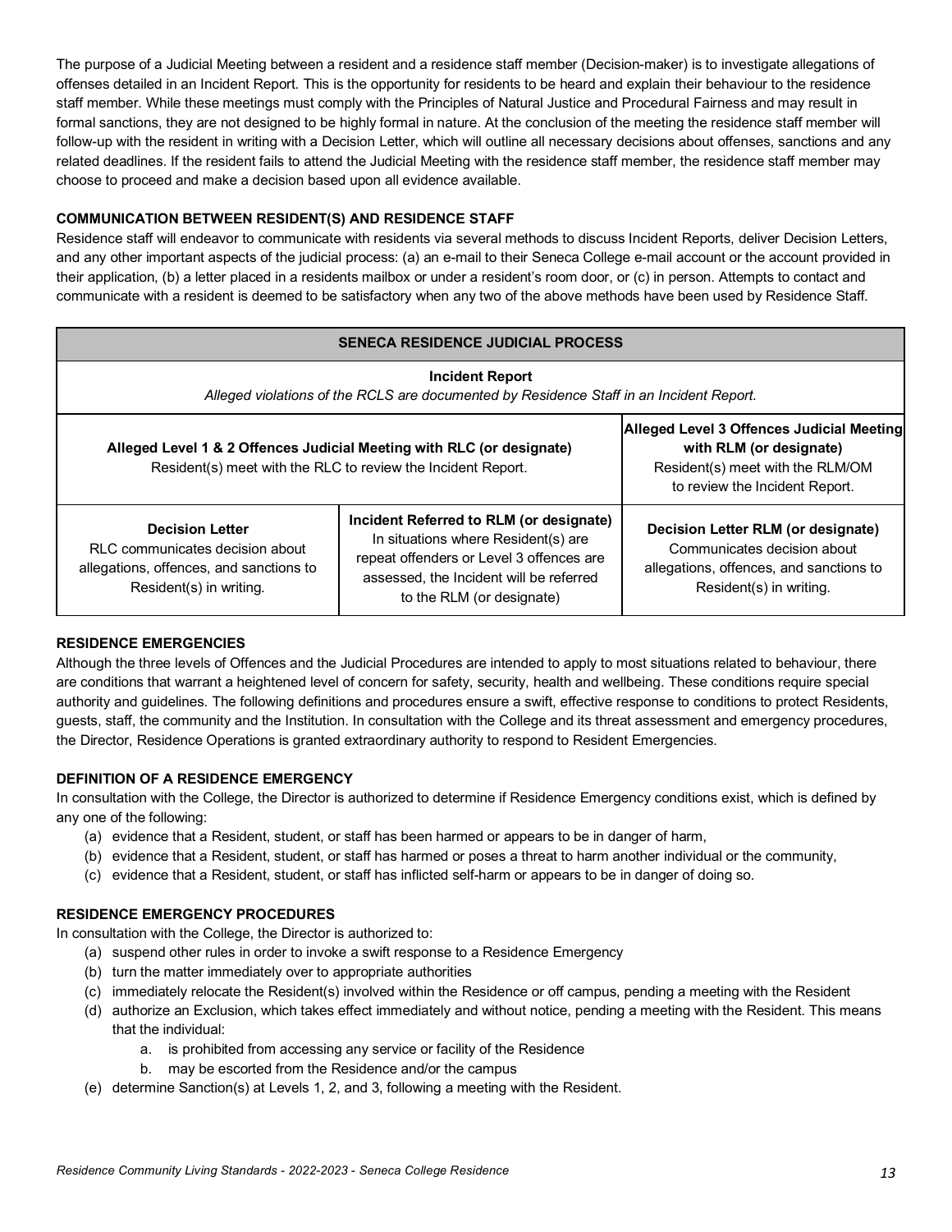The purpose of a Judicial Meeting between a resident and a residence staff member (Decision-maker) is to investigate allegations of offenses detailed in an Incident Report. This is the opportunity for residents to be heard and explain their behaviour to the residence staff member. While these meetings must comply with the Principles of Natural Justice and Procedural Fairness and may result in formal sanctions, they are not designed to be highly formal in nature. At the conclusion of the meeting the residence staff member will follow-up with the resident in writing with a Decision Letter, which will outline all necessary decisions about offenses, sanctions and any related deadlines. If the resident fails to attend the Judicial Meeting with the residence staff member, the residence staff member may choose to proceed and make a decision based upon all evidence available.

**COMMUNICATION BETWEEN RESIDENT(S) AND RESIDENCE STAFF**

Residence staff will endeavor to communicate with residents via several methods to discuss Incident Reports, deliver Decision Letters, and any other important aspects of the judicial process: (a) an e-mail to their Seneca College e-mail account or the account provided in their application, (b) a letter placed in a residents mailbox or under a resident's room door, or (c) in person. Attempts to contact and communicate with a resident is deemed to be satisfactory when any two of the above methods have been used by Residence Staff.

| **SENECA RESIDENCE JUDICIAL PROCESS** | | |
|---|---|---|
| **Incident Report**<br>*Alleged violations of the RCLS are documented by Residence Staff in an Incident Report.* | | |
| **Alleged Level 1 & 2 Offences Judicial Meeting with RLC (or designate)**<br>Resident(s) meet with the RLC to review the Incident Report. | | **Alleged Level 3 Offences Judicial Meeting with RLM (or designate)**<br>Resident(s) meet with the RLM/OM to review the Incident Report. |
| **Decision Letter**<br>RLC communicates decision about allegations, offences, and sanctions to Resident(s) in writing. | **Incident Referred to RLM (or designate)**<br>In situations where Resident(s) are repeat offenders or Level 3 offences are assessed, the Incident will be referred to the RLM (or designate) | **Decision Letter RLM (or designate)**<br>Communicates decision about allegations, offences, and sanctions to Resident(s) in writing. |

**RESIDENCE EMERGENCIES**

Although the three levels of Offences and the Judicial Procedures are intended to apply to most situations related to behaviour, there are conditions that warrant a heightened level of concern for safety, security, health and wellbeing. These conditions require special authority and guidelines. The following definitions and procedures ensure a swift, effective response to conditions to protect Residents, guests, staff, the community and the Institution. In consultation with the College and its threat assessment and emergency procedures, the Director, Residence Operations is granted extraordinary authority to respond to Resident Emergencies.

**DEFINITION OF A RESIDENCE EMERGENCY**

In consultation with the College, the Director is authorized to determine if Residence Emergency conditions exist, which is defined by any one of the following:

(a) evidence that a Resident, student, or staff has been harmed or appears to be in danger of harm,
(b) evidence that a Resident, student, or staff has harmed or poses a threat to harm another individual or the community,
(c) evidence that a Resident, student, or staff has inflicted self-harm or appears to be in danger of doing so.

**RESIDENCE EMERGENCY PROCEDURES**

In consultation with the College, the Director is authorized to:

(a) suspend other rules in order to invoke a swift response to a Residence Emergency
(b) turn the matter immediately over to appropriate authorities
(c) immediately relocate the Resident(s) involved within the Residence or off campus, pending a meeting with the Resident
(d) authorize an Exclusion, which takes effect immediately and without notice, pending a meeting with the Resident. This means that the individual:
    a. is prohibited from accessing any service or facility of the Residence
    b. may be escorted from the Residence and/or the campus
(e) determine Sanction(s) at Levels 1, 2, and 3, following a meeting with the Resident.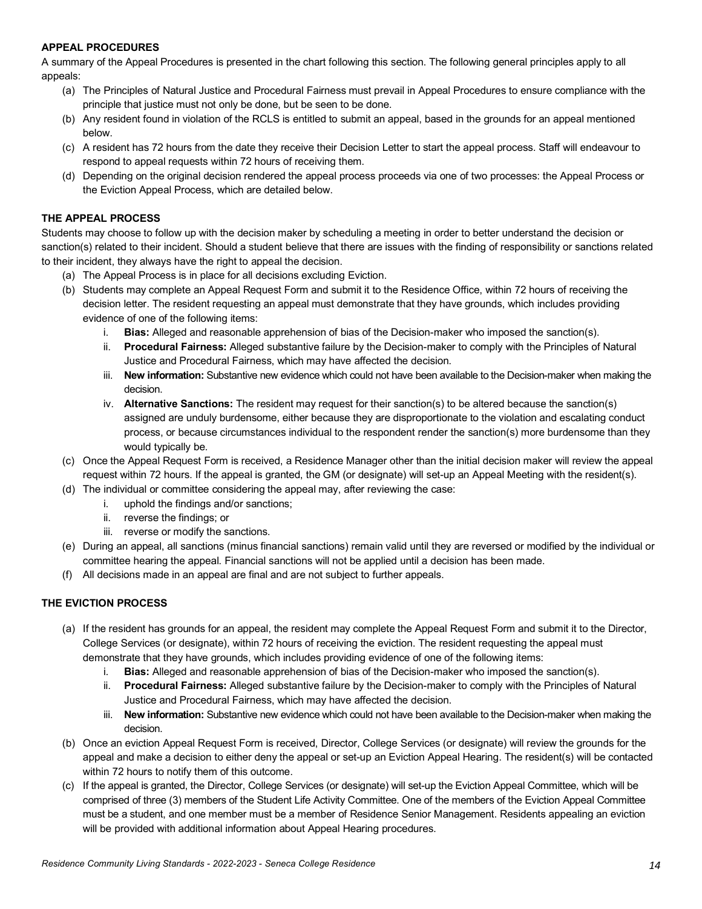## APPEAL PROCEDURES

A summary of the Appeal Procedures is presented in the chart following this section. The following general principles apply to all appeals:

(a) The Principles of Natural Justice and Procedural Fairness must prevail in Appeal Procedures to ensure compliance with the principle that justice must not only be done, but be seen to be done.
(b) Any resident found in violation of the RCLS is entitled to submit an appeal, based in the grounds for an appeal mentioned below.
(c) A resident has 72 hours from the date they receive their Decision Letter to start the appeal process. Staff will endeavour to respond to appeal requests within 72 hours of receiving them.
(d) Depending on the original decision rendered the appeal process proceeds via one of two processes: the Appeal Process or the Eviction Appeal Process, which are detailed below.

## THE APPEAL PROCESS

Students may choose to follow up with the decision maker by scheduling a meeting in order to better understand the decision or sanction(s) related to their incident. Should a student believe that there are issues with the finding of responsibility or sanctions related to their incident, they always have the right to appeal the decision.

(a) The Appeal Process is in place for all decisions excluding Eviction.
(b) Students may complete an Appeal Request Form and submit it to the Residence Office, within 72 hours of receiving the decision letter. The resident requesting an appeal must demonstrate that they have grounds, which includes providing evidence of one of the following items:
    i. **Bias:** Alleged and reasonable apprehension of bias of the Decision-maker who imposed the sanction(s).
    ii. **Procedural Fairness:** Alleged substantive failure by the Decision-maker to comply with the Principles of Natural Justice and Procedural Fairness, which may have affected the decision.
    iii. **New information:** Substantive new evidence which could not have been available to the Decision-maker when making the decision.
    iv. **Alternative Sanctions:** The resident may request for their sanction(s) to be altered because the sanction(s) assigned are unduly burdensome, either because they are disproportionate to the violation and escalating conduct process, or because circumstances individual to the respondent render the sanction(s) more burdensome than they would typically be.
(c) Once the Appeal Request Form is received, a Residence Manager other than the initial decision maker will review the appeal request within 72 hours. If the appeal is granted, the GM (or designate) will set-up an Appeal Meeting with the resident(s).
(d) The individual or committee considering the appeal may, after reviewing the case:
    i. uphold the findings and/or sanctions;
    ii. reverse the findings; or
    iii. reverse or modify the sanctions.
(e) During an appeal, all sanctions (minus financial sanctions) remain valid until they are reversed or modified by the individual or committee hearing the appeal. Financial sanctions will not be applied until a decision has been made.
(f) All decisions made in an appeal are final and are not subject to further appeals.

## THE EVICTION PROCESS

(a) If the resident has grounds for an appeal, the resident may complete the Appeal Request Form and submit it to the Director, College Services (or designate), within 72 hours of receiving the eviction. The resident requesting the appeal must demonstrate that they have grounds, which includes providing evidence of one of the following items:
    i. **Bias:** Alleged and reasonable apprehension of bias of the Decision-maker who imposed the sanction(s).
    ii. **Procedural Fairness:** Alleged substantive failure by the Decision-maker to comply with the Principles of Natural Justice and Procedural Fairness, which may have affected the decision.
    iii. **New information:** Substantive new evidence which could not have been available to the Decision-maker when making the decision.
(b) Once an eviction Appeal Request Form is received, Director, College Services (or designate) will review the grounds for the appeal and make a decision to either deny the appeal or set-up an Eviction Appeal Hearing. The resident(s) will be contacted within 72 hours to notify them of this outcome.
(c) If the appeal is granted, the Director, College Services (or designate) will set-up the Eviction Appeal Committee, which will be comprised of three (3) members of the Student Life Activity Committee. One of the members of the Eviction Appeal Committee must be a student, and one member must be a member of Residence Senior Management. Residents appealing an eviction will be provided with additional information about Appeal Hearing procedures.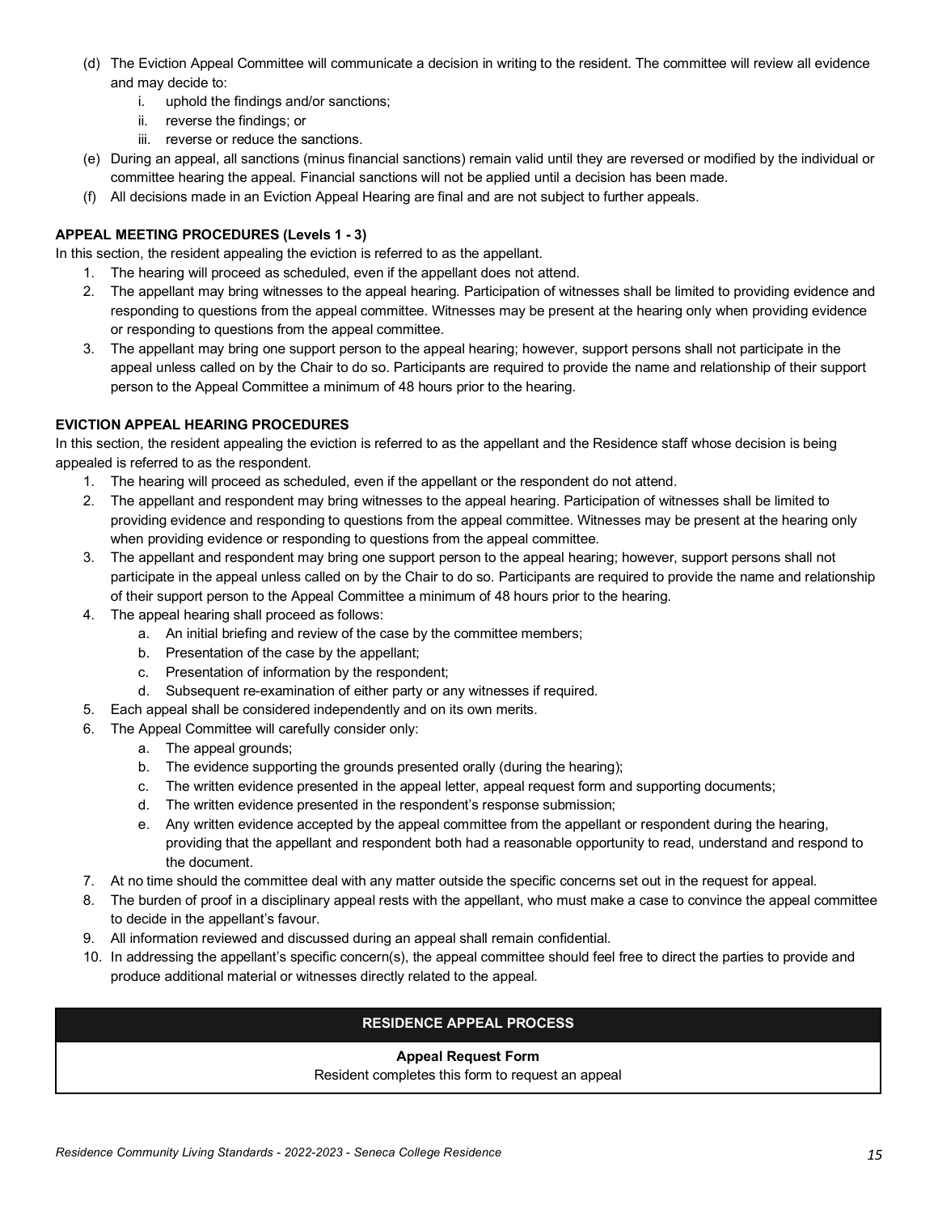(d) The Eviction Appeal Committee will communicate a decision in writing to the resident. The committee will review all evidence and may decide to:
    i. uphold the findings and/or sanctions;
    ii. reverse the findings; or
    iii. reverse or reduce the sanctions.

(e) During an appeal, all sanctions (minus financial sanctions) remain valid until they are reversed or modified by the individual or committee hearing the appeal. Financial sanctions will not be applied until a decision has been made.

(f) All decisions made in an Eviction Appeal Hearing are final and are not subject to further appeals.

**APPEAL MEETING PROCEDURES (Levels 1 - 3)**

In this section, the resident appealing the eviction is referred to as the appellant.

1. The hearing will proceed as scheduled, even if the appellant does not attend.
2. The appellant may bring witnesses to the appeal hearing. Participation of witnesses shall be limited to providing evidence and responding to questions from the appeal committee. Witnesses may be present at the hearing only when providing evidence or responding to questions from the appeal committee.
3. The appellant may bring one support person to the appeal hearing; however, support persons shall not participate in the appeal unless called on by the Chair to do so. Participants are required to provide the name and relationship of their support person to the Appeal Committee a minimum of 48 hours prior to the hearing.

**EVICTION APPEAL HEARING PROCEDURES**

In this section, the resident appealing the eviction is referred to as the appellant and the Residence staff whose decision is being appealed is referred to as the respondent.

1. The hearing will proceed as scheduled, even if the appellant or the respondent do not attend.
2. The appellant and respondent may bring witnesses to the appeal hearing. Participation of witnesses shall be limited to providing evidence and responding to questions from the appeal committee. Witnesses may be present at the hearing only when providing evidence or responding to questions from the appeal committee.
3. The appellant and respondent may bring one support person to the appeal hearing; however, support persons shall not participate in the appeal unless called on by the Chair to do so. Participants are required to provide the name and relationship of their support person to the Appeal Committee a minimum of 48 hours prior to the hearing.
4. The appeal hearing shall proceed as follows:
    a. An initial briefing and review of the case by the committee members;
    b. Presentation of the case by the appellant;
    c. Presentation of information by the respondent;
    d. Subsequent re-examination of either party or any witnesses if required.
5. Each appeal shall be considered independently and on its own merits.
6. The Appeal Committee will carefully consider only:
    a. The appeal grounds;
    b. The evidence supporting the grounds presented orally (during the hearing);
    c. The written evidence presented in the appeal letter, appeal request form and supporting documents;
    d. The written evidence presented in the respondent's response submission;
    e. Any written evidence accepted by the appeal committee from the appellant or respondent during the hearing, providing that the appellant and respondent both had a reasonable opportunity to read, understand and respond to the document.
7. At no time should the committee deal with any matter outside the specific concerns set out in the request for appeal.
8. The burden of proof in a disciplinary appeal rests with the appellant, who must make a case to convince the appeal committee to decide in the appellant's favour.
9. All information reviewed and discussed during an appeal shall remain confidential.
10. In addressing the appellant's specific concern(s), the appeal committee should feel free to direct the parties to provide and produce additional material or witnesses directly related to the appeal.

| RESIDENCE APPEAL PROCESS |
|---|
| **Appeal Request Form**<br>Resident completes this form to request an appeal |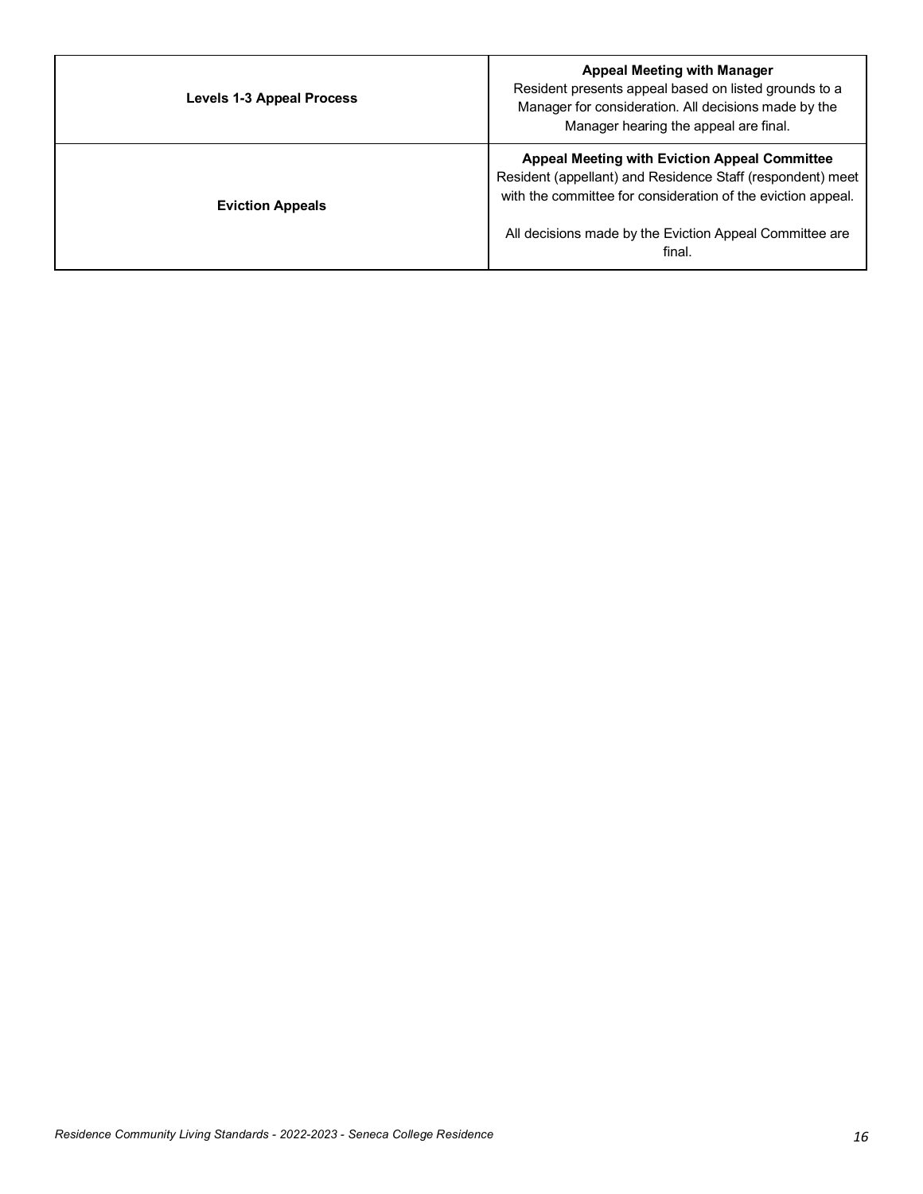| | |
|---|---|
| **Levels 1-3 Appeal Process** | **Appeal Meeting with Manager**<br>Resident presents appeal based on listed grounds to a Manager for consideration. All decisions made by the Manager hearing the appeal are final. |
| **Eviction Appeals** | **Appeal Meeting with Eviction Appeal Committee**<br>Resident (appellant) and Residence Staff (respondent) meet with the committee for consideration of the eviction appeal.<br><br>All decisions made by the Eviction Appeal Committee are final. |